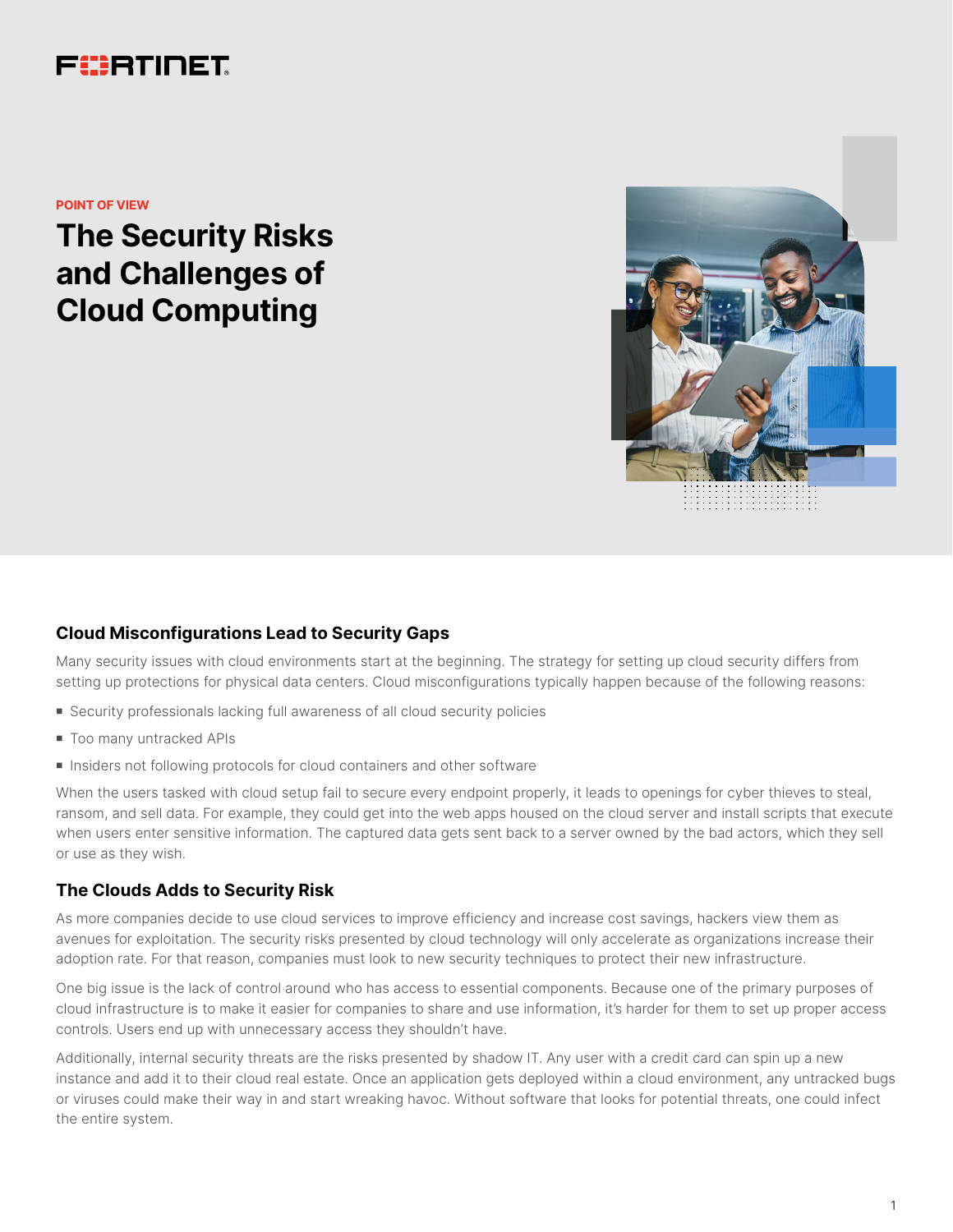POINT OF VIEW

# The Security Risks and Challenges of Cloud Computing

## Cloud Misconfigurations Lead to Security Gaps

Many security issues with cloud environments start at the beginning. The strategy for setting up cloud security differs from setting up protections for physical data centers. Cloud misconfigurations typically happen because of the following reasons:

- Security professionals lacking full awareness of all cloud security policies
- Too many untracked APIs
- Insiders not following protocols for cloud containers and other software

When the users tasked with cloud setup fail to secure every endpoint properly, it leads to openings for cyber thieves to steal, ransom, and sell data. For example, they could get into the web apps housed on the cloud server and install scripts that execute when users enter sensitive information. The captured data gets sent back to a server owned by the bad actors, which they sell or use as they wish.

## The Clouds Adds to Security Risk

As more companies decide to use cloud services to improve efficiency and increase cost savings, hackers view them as avenues for exploitation. The security risks presented by cloud technology will only accelerate as organizations increase their adoption rate. For that reason, companies must look to new security techniques to protect their new infrastructure.

One big issue is the lack of control around who has access to essential components. Because one of the primary purposes of cloud infrastructure is to make it easier for companies to share and use information, it's harder for them to set up proper access controls. Users end up with unnecessary access they shouldn't have.

Additionally, internal security threats are the risks presented by shadow IT. Any user with a credit card can spin up a new instance and add it to their cloud real estate. Once an application gets deployed within a cloud environment, any untracked bugs or viruses could make their way in and start wreaking havoc. Without software that looks for potential threats, one could infect the entire system.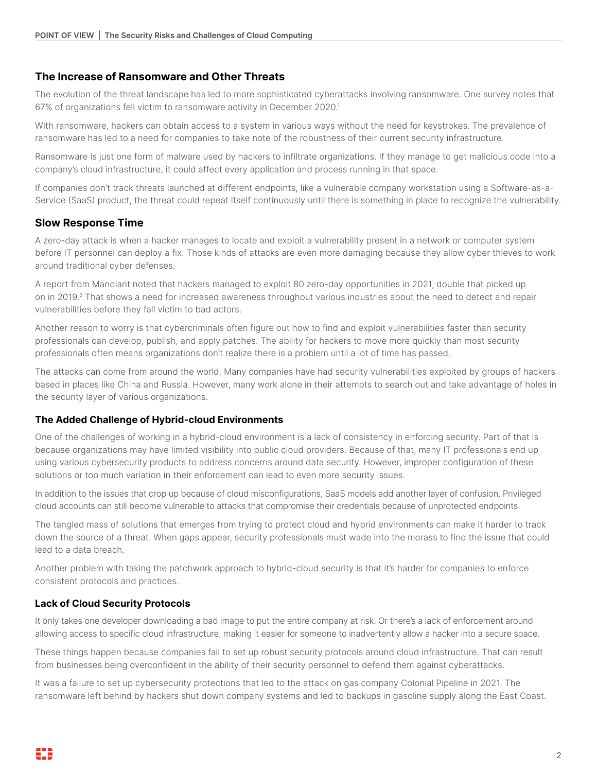## The Increase of Ransomware and Other Threats

The evolution of the threat landscape has led to more sophisticated cyberattacks involving ransomware. One survey notes that 67% of organizations fell victim to ransomware activity in December 2020.[1]

With ransomware, hackers can obtain access to a system in various ways without the need for keystrokes. The prevalence of ransomware has led to a need for companies to take note of the robustness of their current security infrastructure.

Ransomware is just one form of malware used by hackers to infiltrate organizations. If they manage to get malicious code into a company's cloud infrastructure, it could affect every application and process running in that space.

If companies don't track threats launched at different endpoints, like a vulnerable company workstation using a Software-as-a-Service (SaaS) product, the threat could repeat itself continuously until there is something in place to recognize the vulnerability.

## Slow Response Time

A zero-day attack is when a hacker manages to locate and exploit a vulnerability present in a network or computer system before IT personnel can deploy a fix. Those kinds of attacks are even more damaging because they allow cyber thieves to work around traditional cyber defenses.

A report from Mandiant noted that hackers managed to exploit 80 zero-day opportunities in 2021, double that picked up on in 2019.[2] That shows a need for increased awareness throughout various industries about the need to detect and repair vulnerabilities before they fall victim to bad actors.

Another reason to worry is that cybercriminals often figure out how to find and exploit vulnerabilities faster than security professionals can develop, publish, and apply patches. The ability for hackers to move more quickly than most security professionals often means organizations don't realize there is a problem until a lot of time has passed.

The attacks can come from around the world. Many companies have had security vulnerabilities exploited by groups of hackers based in places like China and Russia. However, many work alone in their attempts to search out and take advantage of holes in the security layer of various organizations.

### The Added Challenge of Hybrid-cloud Environments

One of the challenges of working in a hybrid-cloud environment is a lack of consistency in enforcing security. Part of that is because organizations may have limited visibility into public cloud providers. Because of that, many IT professionals end up using various cybersecurity products to address concerns around data security. However, improper configuration of these solutions or too much variation in their enforcement can lead to even more security issues.

In addition to the issues that crop up because of cloud misconfigurations, SaaS models add another layer of confusion. Privileged cloud accounts can still become vulnerable to attacks that compromise their credentials because of unprotected endpoints.

The tangled mass of solutions that emerges from trying to protect cloud and hybrid environments can make it harder to track down the source of a threat. When gaps appear, security professionals must wade into the morass to find the issue that could lead to a data breach.

Another problem with taking the patchwork approach to hybrid-cloud security is that it's harder for companies to enforce consistent protocols and practices.

### Lack of Cloud Security Protocols

It only takes one developer downloading a bad image to put the entire company at risk. Or there's a lack of enforcement around allowing access to specific cloud infrastructure, making it easier for someone to inadvertently allow a hacker into a secure space.

These things happen because companies fail to set up robust security protocols around cloud infrastructure. That can result from businesses being overconfident in the ability of their security personnel to defend them against cyberattacks.

It was a failure to set up cybersecurity protections that led to the attack on gas company Colonial Pipeline in 2021. The ransomware left behind by hackers shut down company systems and led to backups in gasoline supply along the East Coast.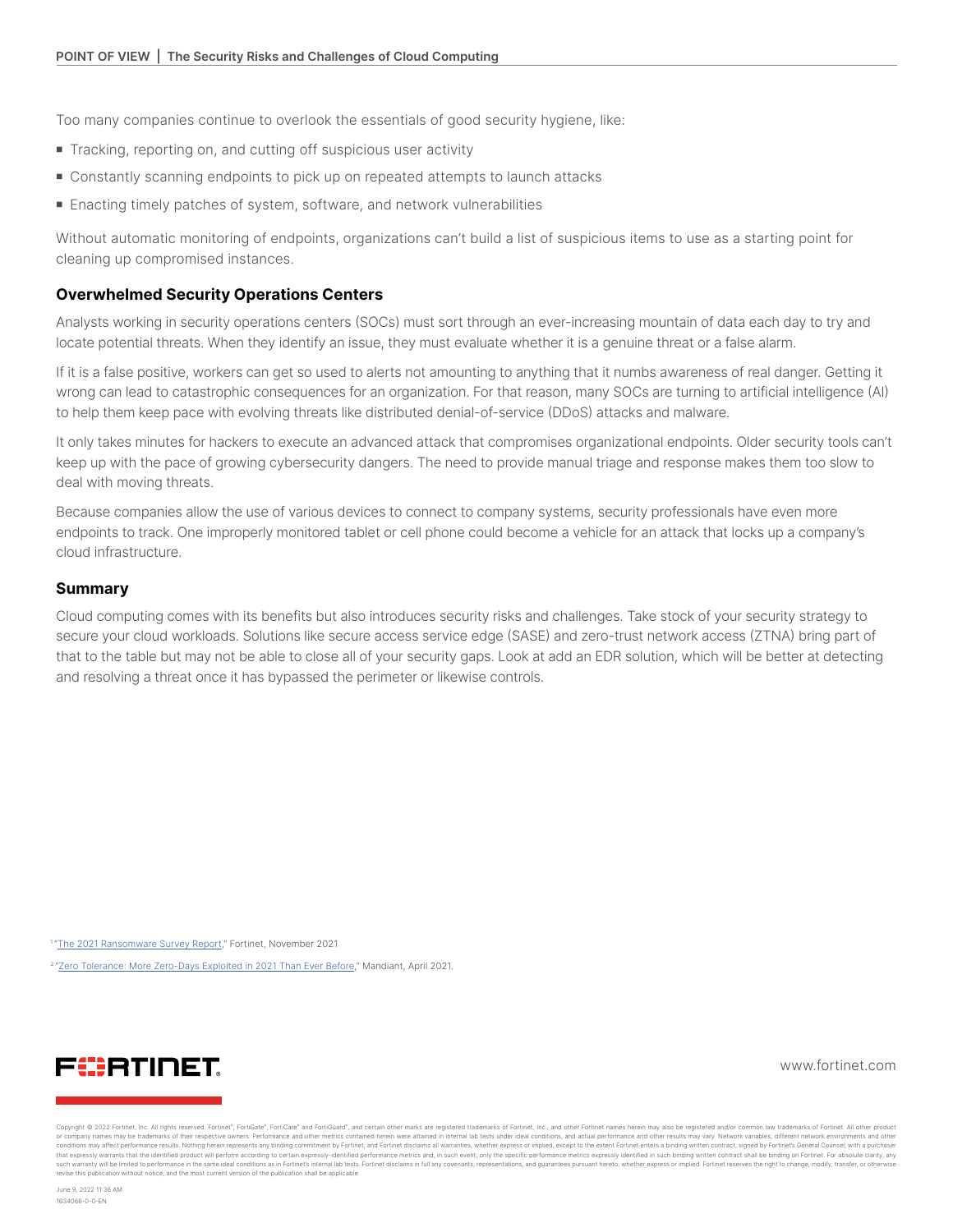Too many companies continue to overlook the essentials of good security hygiene, like:

- Tracking, reporting on, and cutting off suspicious user activity
- Constantly scanning endpoints to pick up on repeated attempts to launch attacks
- Enacting timely patches of system, software, and network vulnerabilities

Without automatic monitoring of endpoints, organizations can't build a list of suspicious items to use as a starting point for cleaning up compromised instances.

## Overwhelmed Security Operations Centers

Analysts working in security operations centers (SOCs) must sort through an ever-increasing mountain of data each day to try and locate potential threats. When they identify an issue, they must evaluate whether it is a genuine threat or a false alarm.

If it is a false positive, workers can get so used to alerts not amounting to anything that it numbs awareness of real danger. Getting it wrong can lead to catastrophic consequences for an organization. For that reason, many SOCs are turning to artificial intelligence (AI) to help them keep pace with evolving threats like distributed denial-of-service (DDoS) attacks and malware.

It only takes minutes for hackers to execute an advanced attack that compromises organizational endpoints. Older security tools can't keep up with the pace of growing cybersecurity dangers. The need to provide manual triage and response makes them too slow to deal with moving threats.

Because companies allow the use of various devices to connect to company systems, security professionals have even more endpoints to track. One improperly monitored tablet or cell phone could become a vehicle for an attack that locks up a company's cloud infrastructure.

## Summary

Cloud computing comes with its benefits but also introduces security risks and challenges. Take stock of your security strategy to secure your cloud workloads. Solutions like secure access service edge (SASE) and zero-trust network access (ZTNA) bring part of that to the table but may not be able to close all of your security gaps. Look at add an EDR solution, which will be better at detecting and resolving a threat once it has bypassed the perimeter or likewise controls.

[1] "The 2021 Ransomware Survey Report," Fortinet, November 2021

[2] "Zero Tolerance: More Zero-Days Exploited in 2021 Than Ever Before," Mandiant, April 2021.

FORTINET

www.fortinet.com

Copyright © 2022 Fortinet, Inc. All rights reserved. Fortinet®, FortiGate®, FortiCare® and FortiGuard®, and certain other marks are registered trademarks of Fortinet, Inc., and other Fortinet names herein may also be registered and/or common law trademarks of Fortinet. All other product or company names may be trademarks of their respective owners. Performance and other metrics contained herein were attained in internal lab tests under ideal conditions, and actual performance and other results may vary. Network variables, different network environments and other conditions may affect performance results. Nothing herein represents any binding commitment by Fortinet, and Fortinet disclaims all warranties, whether express or implied, except to the extent Fortinet enters a binding written contract, signed by Fortinet's General Counsel, with a purchaser that expressly warrants that the identified product will perform according to certain expressly-identified performance metrics and, in such event, only the specific performance metrics expressly identified in such binding written contract shall be binding on Fortinet. For absolute clarity, any such warranty will be limited to performance in the same ideal conditions as in Fortinet's internal lab tests. Fortinet disclaims in full any covenants, representations, and guarantees pursuant hereto, whether express or implied. Fortinet reserves the right to change, modify, transfer, or otherwise revise this publication without notice, and the most current version of the publication shall be applicable.

June 9, 2022 11:36 AM
1634066-0-0-EN